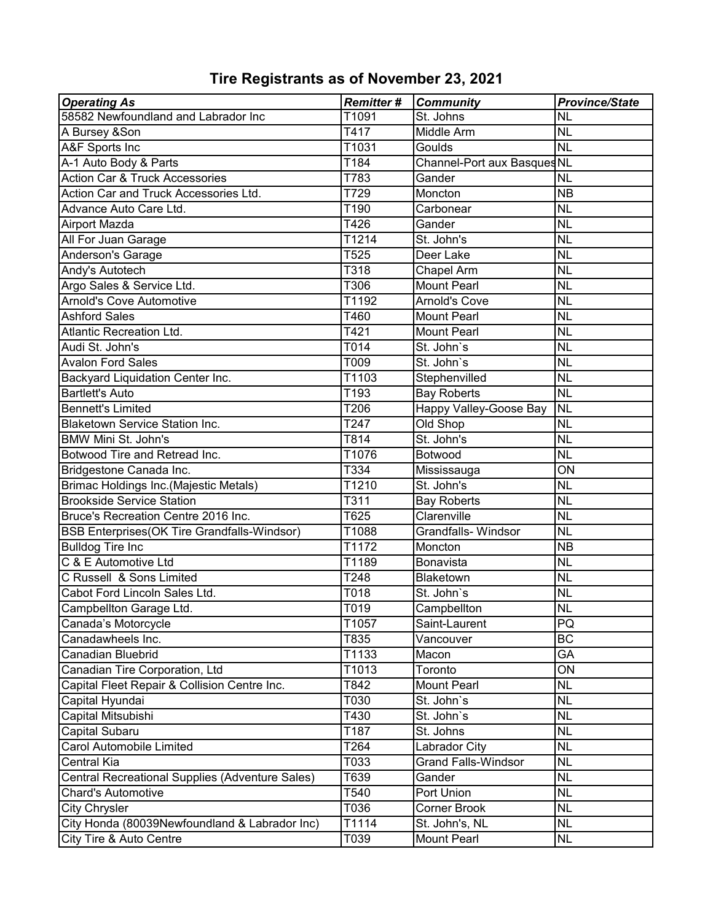# Tire Registrants as of November 23, 2021

| *Operating As* | *Remitter #* | *Community* | *Province/State* |
|---|---|---|---|
| 58582 Newfoundland and Labrador Inc | T1091 | St. Johns | NL |
| A Bursey &Son | T417 | Middle Arm | NL |
| A&F Sports Inc | T1031 | Goulds | NL |
| A-1 Auto Body & Parts | T184 | Channel-Port aux Basques | NL |
| Action Car & Truck Accessories | T783 | Gander | NL |
| Action Car and Truck Accessories Ltd. | T729 | Moncton | NB |
| Advance Auto Care Ltd. | T190 | Carbonear | NL |
| Airport Mazda | T426 | Gander | NL |
| All For Juan Garage | T1214 | St. John's | NL |
| Anderson's Garage | T525 | Deer Lake | NL |
| Andy's Autotech | T318 | Chapel Arm | NL |
| Argo Sales & Service Ltd. | T306 | Mount Pearl | NL |
| Arnold's Cove Automotive | T1192 | Arnold's Cove | NL |
| Ashford Sales | T460 | Mount Pearl | NL |
| Atlantic Recreation Ltd. | T421 | Mount Pearl | NL |
| Audi St. John's | T014 | St. John`s | NL |
| Avalon Ford Sales | T009 | St. John`s | NL |
| Backyard Liquidation Center Inc. | T1103 | Stephenvilled | NL |
| Bartlett's Auto | T193 | Bay Roberts | NL |
| Bennett's Limited | T206 | Happy Valley-Goose Bay | NL |
| Blaketown Service Station Inc. | T247 | Old Shop | NL |
| BMW Mini St. John's | T814 | St. John's | NL |
| Botwood Tire and Retread Inc. | T1076 | Botwood | NL |
| Bridgestone Canada Inc. | T334 | Mississauga | ON |
| Brimac Holdings Inc.(Majestic Metals) | T1210 | St. John's | NL |
| Brookside Service Station | T311 | Bay Roberts | NL |
| Bruce's Recreation Centre 2016 Inc. | T625 | Clarenville | NL |
| BSB Enterprises(OK Tire Grandfalls-Windsor) | T1088 | Grandfalls- Windsor | NL |
| Bulldog Tire Inc | T1172 | Moncton | NB |
| C & E Automotive Ltd | T1189 | Bonavista | NL |
| C Russell & Sons Limited | T248 | Blaketown | NL |
| Cabot Ford Lincoln Sales Ltd. | T018 | St. John`s | NL |
| Campbellton Garage Ltd. | T019 | Campbellton | NL |
| Canada's Motorcycle | T1057 | Saint-Laurent | PQ |
| Canadawheels Inc. | T835 | Vancouver | BC |
| Canadian Bluebrid | T1133 | Macon | GA |
| Canadian Tire Corporation, Ltd | T1013 | Toronto | ON |
| Capital Fleet Repair & Collision Centre Inc. | T842 | Mount Pearl | NL |
| Capital Hyundai | T030 | St. John`s | NL |
| Capital Mitsubishi | T430 | St. John`s | NL |
| Capital Subaru | T187 | St. Johns | NL |
| Carol Automobile Limited | T264 | Labrador City | NL |
| Central Kia | T033 | Grand Falls-Windsor | NL |
| Central Recreational Supplies (Adventure Sales) | T639 | Gander | NL |
| Chard's Automotive | T540 | Port Union | NL |
| City Chrysler | T036 | Corner Brook | NL |
| City Honda (80039Newfoundland & Labrador Inc) | T1114 | St. John's, NL | NL |
| City Tire & Auto Centre | T039 | Mount Pearl | NL |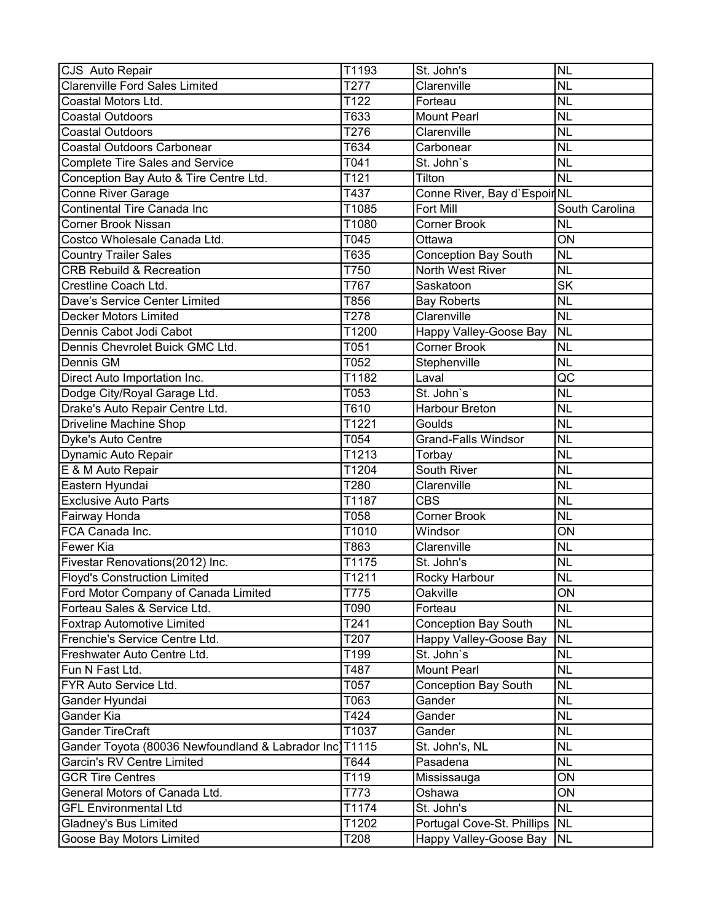| CJS  Auto Repair | T1193 | St. John's | NL |
|---|---|---|---|
| Clarenville Ford Sales Limited | T277 | Clarenville | NL |
| Coastal Motors Ltd. | T122 | Forteau | NL |
| Coastal Outdoors | T633 | Mount Pearl | NL |
| Coastal Outdoors | T276 | Clarenville | NL |
| Coastal Outdoors Carbonear | T634 | Carbonear | NL |
| Complete Tire Sales and Service | T041 | St. John`s | NL |
| Conception Bay Auto & Tire Centre Ltd. | T121 | Tilton | NL |
| Conne River Garage | T437 | Conne River, Bay d`Espoir | NL |
| Continental Tire Canada Inc | T1085 | Fort Mill | South Carolina |
| Corner Brook Nissan | T1080 | Corner Brook | NL |
| Costco Wholesale Canada Ltd. | T045 | Ottawa | ON |
| Country Trailer Sales | T635 | Conception Bay South | NL |
| CRB Rebuild & Recreation | T750 | North West River | NL |
| Crestline Coach Ltd. | T767 | Saskatoon | SK |
| Dave's Service Center Limited | T856 | Bay Roberts | NL |
| Decker Motors Limited | T278 | Clarenville | NL |
| Dennis Cabot Jodi Cabot | T1200 | Happy Valley-Goose Bay | NL |
| Dennis Chevrolet Buick GMC Ltd. | T051 | Corner Brook | NL |
| Dennis GM | T052 | Stephenville | NL |
| Direct Auto Importation Inc. | T1182 | Laval | QC |
| Dodge City/Royal Garage Ltd. | T053 | St. John`s | NL |
| Drake's Auto Repair Centre Ltd. | T610 | Harbour Breton | NL |
| Driveline Machine Shop | T1221 | Goulds | NL |
| Dyke's Auto Centre | T054 | Grand-Falls Windsor | NL |
| Dynamic Auto Repair | T1213 | Torbay | NL |
| E & M Auto Repair | T1204 | South River | NL |
| Eastern Hyundai | T280 | Clarenville | NL |
| Exclusive Auto Parts | T1187 | CBS | NL |
| Fairway Honda | T058 | Corner Brook | NL |
| FCA Canada Inc. | T1010 | Windsor | ON |
| Fewer Kia | T863 | Clarenville | NL |
| Fivestar Renovations(2012) Inc. | T1175 | St. John's | NL |
| Floyd's Construction Limited | T1211 | Rocky Harbour | NL |
| Ford Motor Company of Canada Limited | T775 | Oakville | ON |
| Forteau Sales & Service Ltd. | T090 | Forteau | NL |
| Foxtrap Automotive Limited | T241 | Conception Bay South | NL |
| Frenchie's Service Centre Ltd. | T207 | Happy Valley-Goose Bay | NL |
| Freshwater Auto Centre Ltd. | T199 | St. John`s | NL |
| Fun N Fast Ltd. | T487 | Mount Pearl | NL |
| FYR Auto Service Ltd. | T057 | Conception Bay South | NL |
| Gander Hyundai | T063 | Gander | NL |
| Gander Kia | T424 | Gander | NL |
| Gander TireCraft | T1037 | Gander | NL |
| Gander Toyota (80036 Newfoundland & Labrador Inc) | T1115 | St. John's, NL | NL |
| Garcin's RV Centre Limited | T644 | Pasadena | NL |
| GCR Tire Centres | T119 | Mississauga | ON |
| General Motors of Canada Ltd. | T773 | Oshawa | ON |
| GFL Environmental Ltd | T1174 | St. John's | NL |
| Gladney's Bus Limited | T1202 | Portugal Cove-St. Phillips | NL |
| Goose Bay Motors Limited | T208 | Happy Valley-Goose Bay | NL |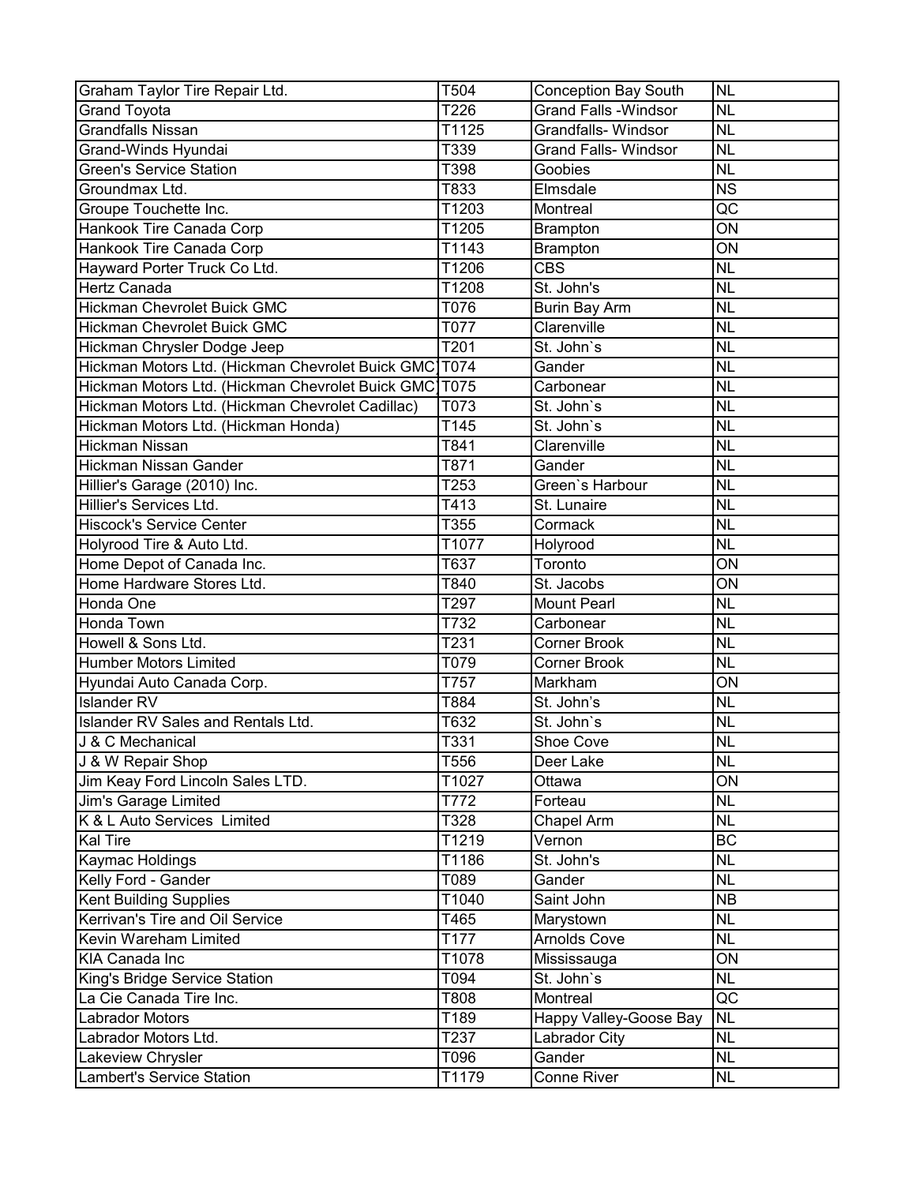| Graham Taylor Tire Repair Ltd. | T504 | Conception Bay South | NL |
|---|---|---|---|
| Grand Toyota | T226 | Grand Falls -Windsor | NL |
| Grandfalls Nissan | T1125 | Grandfalls- Windsor | NL |
| Grand-Winds Hyundai | T339 | Grand Falls- Windsor | NL |
| Green's Service Station | T398 | Goobies | NL |
| Groundmax Ltd. | T833 | Elmsdale | NS |
| Groupe Touchette Inc. | T1203 | Montreal | QC |
| Hankook Tire Canada Corp | T1205 | Brampton | ON |
| Hankook Tire Canada Corp | T1143 | Brampton | ON |
| Hayward Porter Truck Co Ltd. | T1206 | CBS | NL |
| Hertz Canada | T1208 | St. John's | NL |
| Hickman Chevrolet Buick GMC | T076 | Burin Bay Arm | NL |
| Hickman Chevrolet Buick GMC | T077 | Clarenville | NL |
| Hickman Chrysler Dodge Jeep | T201 | St. John`s | NL |
| Hickman Motors Ltd. (Hickman Chevrolet Buick GMC) | T074 | Gander | NL |
| Hickman Motors Ltd. (Hickman Chevrolet Buick GMC) | T075 | Carbonear | NL |
| Hickman Motors Ltd. (Hickman Chevrolet Cadillac) | T073 | St. John`s | NL |
| Hickman Motors Ltd. (Hickman Honda) | T145 | St. John`s | NL |
| Hickman Nissan | T841 | Clarenville | NL |
| Hickman Nissan Gander | T871 | Gander | NL |
| Hillier's Garage (2010) Inc. | T253 | Green`s Harbour | NL |
| Hillier's Services Ltd. | T413 | St. Lunaire | NL |
| Hiscock's Service Center | T355 | Cormack | NL |
| Holyrood Tire & Auto Ltd. | T1077 | Holyrood | NL |
| Home Depot of Canada Inc. | T637 | Toronto | ON |
| Home Hardware Stores Ltd. | T840 | St. Jacobs | ON |
| Honda One | T297 | Mount Pearl | NL |
| Honda Town | T732 | Carbonear | NL |
| Howell & Sons Ltd. | T231 | Corner Brook | NL |
| Humber Motors Limited | T079 | Corner Brook | NL |
| Hyundai Auto Canada Corp. | T757 | Markham | ON |
| Islander RV | T884 | St. John's | NL |
| Islander RV Sales and Rentals Ltd. | T632 | St. John`s | NL |
| J & C Mechanical | T331 | Shoe Cove | NL |
| J & W Repair Shop | T556 | Deer Lake | NL |
| Jim Keay Ford Lincoln Sales LTD. | T1027 | Ottawa | ON |
| Jim's Garage Limited | T772 | Forteau | NL |
| K & L Auto Services Limited | T328 | Chapel Arm | NL |
| Kal Tire | T1219 | Vernon | BC |
| Kaymac Holdings | T1186 | St. John's | NL |
| Kelly Ford - Gander | T089 | Gander | NL |
| Kent Building Supplies | T1040 | Saint John | NB |
| Kerrivan's Tire and Oil Service | T465 | Marystown | NL |
| Kevin Wareham Limited | T177 | Arnolds Cove | NL |
| KIA Canada Inc | T1078 | Mississauga | ON |
| King's Bridge Service Station | T094 | St. John`s | NL |
| La Cie Canada Tire Inc. | T808 | Montreal | QC |
| Labrador Motors | T189 | Happy Valley-Goose Bay | NL |
| Labrador Motors Ltd. | T237 | Labrador City | NL |
| Lakeview Chrysler | T096 | Gander | NL |
| Lambert's Service Station | T1179 | Conne River | NL |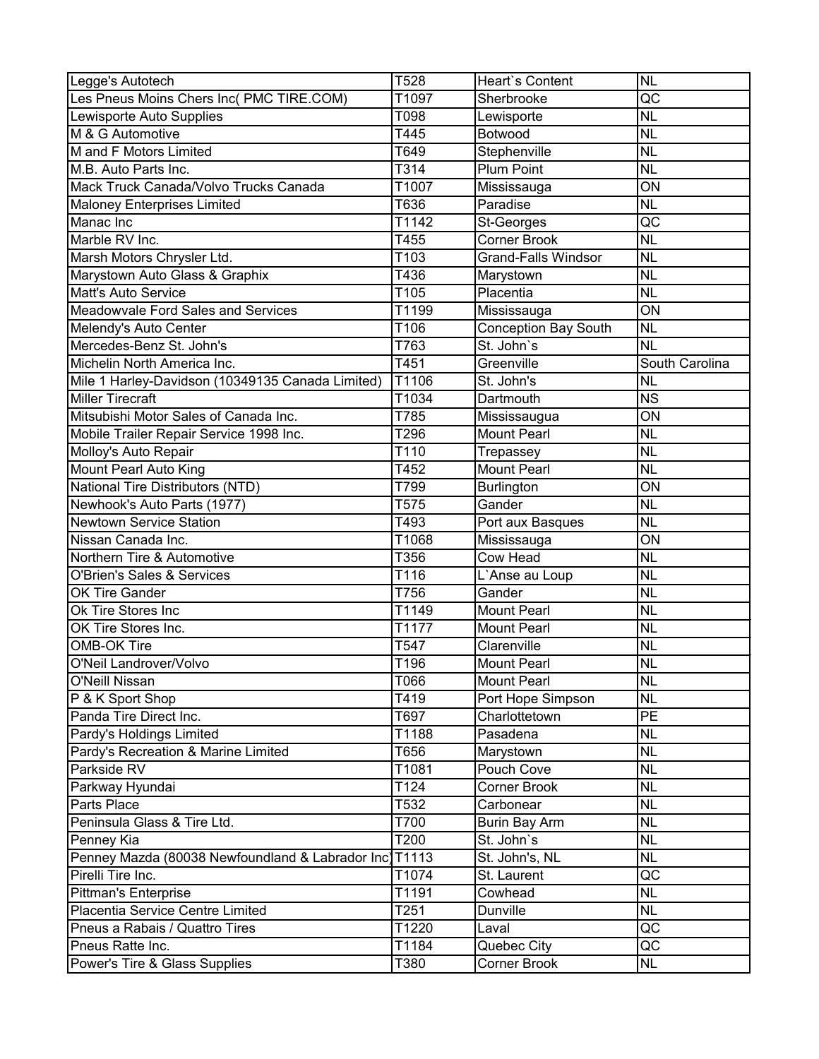| Legge's Autotech | T528 | Heart`s Content | NL |
|---|---|---|---|
| Les Pneus Moins Chers Inc( PMC TIRE.COM) | T1097 | Sherbrooke | QC |
| Lewisporte Auto Supplies | T098 | Lewisporte | NL |
| M & G Automotive | T445 | Botwood | NL |
| M and F Motors Limited | T649 | Stephenville | NL |
| M.B. Auto Parts Inc. | T314 | Plum Point | NL |
| Mack Truck Canada/Volvo Trucks Canada | T1007 | Mississauga | ON |
| Maloney Enterprises Limited | T636 | Paradise | NL |
| Manac Inc | T1142 | St-Georges | QC |
| Marble RV Inc. | T455 | Corner Brook | NL |
| Marsh Motors Chrysler Ltd. | T103 | Grand-Falls Windsor | NL |
| Marystown Auto Glass & Graphix | T436 | Marystown | NL |
| Matt's Auto Service | T105 | Placentia | NL |
| Meadowvale Ford Sales and Services | T1199 | Mississauga | ON |
| Melendy's Auto Center | T106 | Conception Bay South | NL |
| Mercedes-Benz St. John's | T763 | St. John`s | NL |
| Michelin North America Inc. | T451 | Greenville | South Carolina |
| Mile 1 Harley-Davidson (10349135 Canada Limited) | T1106 | St. John's | NL |
| Miller Tirecraft | T1034 | Dartmouth | NS |
| Mitsubishi Motor Sales of Canada Inc. | T785 | Mississaugua | ON |
| Mobile Trailer Repair Service 1998 Inc. | T296 | Mount Pearl | NL |
| Molloy's Auto Repair | T110 | Trepassey | NL |
| Mount Pearl Auto King | T452 | Mount Pearl | NL |
| National Tire Distributors (NTD) | T799 | Burlington | ON |
| Newhook's Auto Parts (1977) | T575 | Gander | NL |
| Newtown Service Station | T493 | Port aux Basques | NL |
| Nissan Canada Inc. | T1068 | Mississauga | ON |
| Northern Tire & Automotive | T356 | Cow Head | NL |
| O'Brien's Sales & Services | T116 | L`Anse au Loup | NL |
| OK Tire Gander | T756 | Gander | NL |
| Ok Tire Stores Inc | T1149 | Mount Pearl | NL |
| OK Tire Stores Inc. | T1177 | Mount Pearl | NL |
| OMB-OK Tire | T547 | Clarenville | NL |
| O'Neil Landrover/Volvo | T196 | Mount Pearl | NL |
| O'Neill Nissan | T066 | Mount Pearl | NL |
| P & K Sport Shop | T419 | Port Hope Simpson | NL |
| Panda Tire Direct Inc. | T697 | Charlottetown | PE |
| Pardy's Holdings Limited | T1188 | Pasadena | NL |
| Pardy's Recreation & Marine Limited | T656 | Marystown | NL |
| Parkside RV | T1081 | Pouch Cove | NL |
| Parkway Hyundai | T124 | Corner Brook | NL |
| Parts Place | T532 | Carbonear | NL |
| Peninsula Glass & Tire Ltd. | T700 | Burin Bay Arm | NL |
| Penney Kia | T200 | St. John`s | NL |
| Penney Mazda (80038 Newfoundland & Labrador Inc) | T1113 | St. John's, NL | NL |
| Pirelli Tire Inc. | T1074 | St. Laurent | QC |
| Pittman's Enterprise | T1191 | Cowhead | NL |
| Placentia Service Centre Limited | T251 | Dunville | NL |
| Pneus a Rabais / Quattro Tires | T1220 | Laval | QC |
| Pneus Ratte Inc. | T1184 | Quebec City | QC |
| Power's Tire & Glass Supplies | T380 | Corner Brook | NL |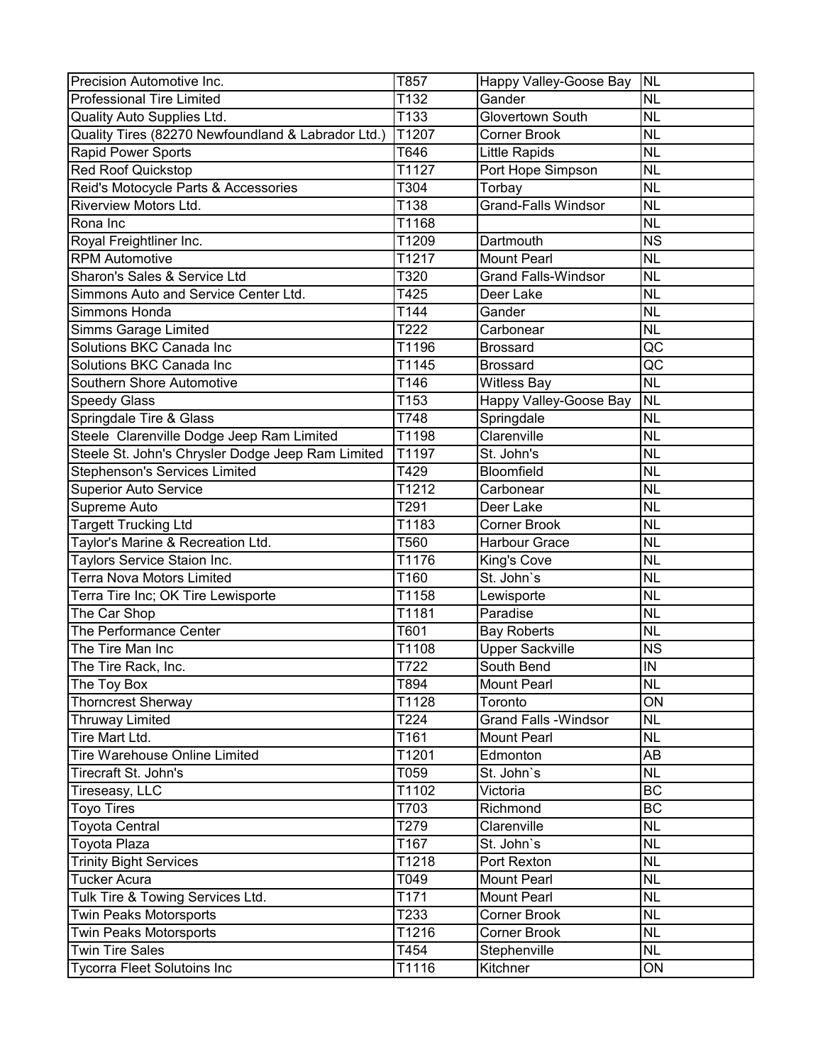| Precision Automotive Inc. | T857 | Happy Valley-Goose Bay | NL |
|---|---|---|---|
| Professional Tire Limited | T132 | Gander | NL |
| Quality Auto Supplies Ltd. | T133 | Glovertown South | NL |
| Quality Tires (82270 Newfoundland & Labrador Ltd.) | T1207 | Corner Brook | NL |
| Rapid Power Sports | T646 | Little Rapids | NL |
| Red Roof Quickstop | T1127 | Port Hope Simpson | NL |
| Reid's Motocycle Parts & Accessories | T304 | Torbay | NL |
| Riverview Motors Ltd. | T138 | Grand-Falls Windsor | NL |
| Rona Inc | T1168 | | NL |
| Royal Freightliner Inc. | T1209 | Dartmouth | NS |
| RPM Automotive | T1217 | Mount Pearl | NL |
| Sharon's Sales & Service Ltd | T320 | Grand Falls-Windsor | NL |
| Simmons Auto and Service Center Ltd. | T425 | Deer Lake | NL |
| Simmons Honda | T144 | Gander | NL |
| Simms Garage Limited | T222 | Carbonear | NL |
| Solutions BKC Canada Inc | T1196 | Brossard | QC |
| Solutions BKC Canada Inc | T1145 | Brossard | QC |
| Southern Shore Automotive | T146 | Witless Bay | NL |
| Speedy Glass | T153 | Happy Valley-Goose Bay | NL |
| Springdale Tire & Glass | T748 | Springdale | NL |
| Steele Clarenville Dodge Jeep Ram Limited | T1198 | Clarenville | NL |
| Steele St. John's Chrysler Dodge Jeep Ram Limited | T1197 | St. John's | NL |
| Stephenson's Services Limited | T429 | Bloomfield | NL |
| Superior Auto Service | T1212 | Carbonear | NL |
| Supreme Auto | T291 | Deer Lake | NL |
| Targett Trucking Ltd | T1183 | Corner Brook | NL |
| Taylor's Marine & Recreation Ltd. | T560 | Harbour Grace | NL |
| Taylors Service Staion Inc. | T1176 | King's Cove | NL |
| Terra Nova Motors Limited | T160 | St. John`s | NL |
| Terra Tire Inc; OK Tire Lewisporte | T1158 | Lewisporte | NL |
| The Car Shop | T1181 | Paradise | NL |
| The Performance Center | T601 | Bay Roberts | NL |
| The Tire Man Inc | T1108 | Upper Sackville | NS |
| The Tire Rack, Inc. | T722 | South Bend | IN |
| The Toy Box | T894 | Mount Pearl | NL |
| Thorncrest Sherway | T1128 | Toronto | ON |
| Thruway Limited | T224 | Grand Falls -Windsor | NL |
| Tire Mart Ltd. | T161 | Mount Pearl | NL |
| Tire Warehouse Online Limited | T1201 | Edmonton | AB |
| Tirecraft St. John's | T059 | St. John`s | NL |
| Tireseasy, LLC | T1102 | Victoria | BC |
| Toyo Tires | T703 | Richmond | BC |
| Toyota Central | T279 | Clarenville | NL |
| Toyota Plaza | T167 | St. John`s | NL |
| Trinity Bight Services | T1218 | Port Rexton | NL |
| Tucker Acura | T049 | Mount Pearl | NL |
| Tulk Tire & Towing Services Ltd. | T171 | Mount Pearl | NL |
| Twin Peaks Motorsports | T233 | Corner Brook | NL |
| Twin Peaks Motorsports | T1216 | Corner Brook | NL |
| Twin Tire Sales | T454 | Stephenville | NL |
| Tycorra Fleet Solutoins Inc | T1116 | Kitchner | ON |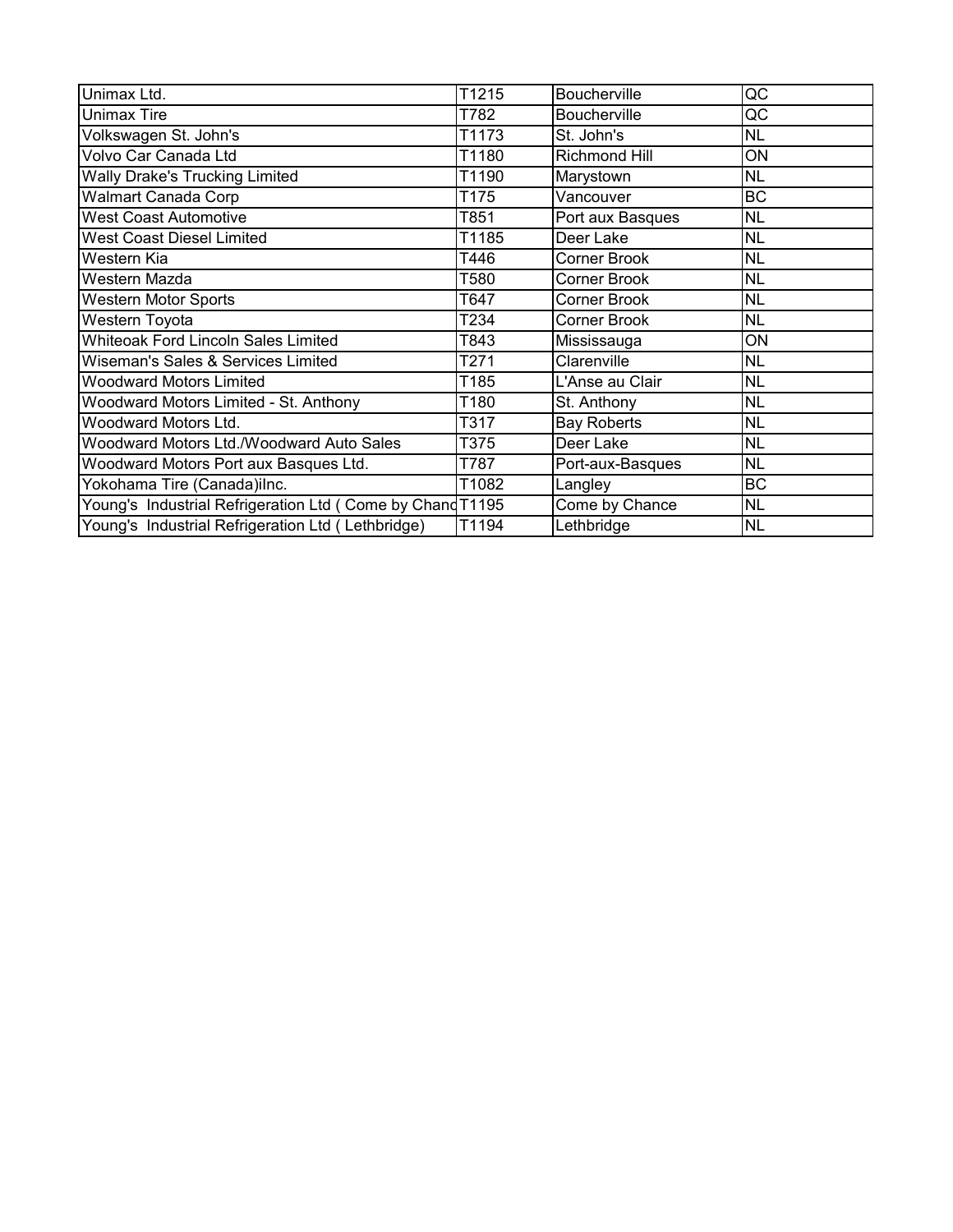| | | | |
|---|---|---|---|
| Unimax Ltd. | T1215 | Boucherville | QC |
| Unimax Tire | T782 | Boucherville | QC |
| Volkswagen St. John's | T1173 | St. John's | NL |
| Volvo Car Canada Ltd | T1180 | Richmond Hill | ON |
| Wally Drake's Trucking Limited | T1190 | Marystown | NL |
| Walmart Canada Corp | T175 | Vancouver | BC |
| West Coast Automotive | T851 | Port aux Basques | NL |
| West Coast Diesel Limited | T1185 | Deer Lake | NL |
| Western Kia | T446 | Corner Brook | NL |
| Western Mazda | T580 | Corner Brook | NL |
| Western Motor Sports | T647 | Corner Brook | NL |
| Western Toyota | T234 | Corner Brook | NL |
| Whiteoak Ford Lincoln Sales Limited | T843 | Mississauga | ON |
| Wiseman's Sales & Services Limited | T271 | Clarenville | NL |
| Woodward Motors Limited | T185 | L'Anse au Clair | NL |
| Woodward Motors Limited - St. Anthony | T180 | St. Anthony | NL |
| Woodward Motors Ltd. | T317 | Bay Roberts | NL |
| Woodward Motors Ltd./Woodward Auto Sales | T375 | Deer Lake | NL |
| Woodward Motors Port aux Basques Ltd. | T787 | Port-aux-Basques | NL |
| Yokohama Tire (Canada)iInc. | T1082 | Langley | BC |
| Young's Industrial Refrigeration Ltd ( Come by Chanc | T1195 | Come by Chance | NL |
| Young's Industrial Refrigeration Ltd ( Lethbridge) | T1194 | Lethbridge | NL |